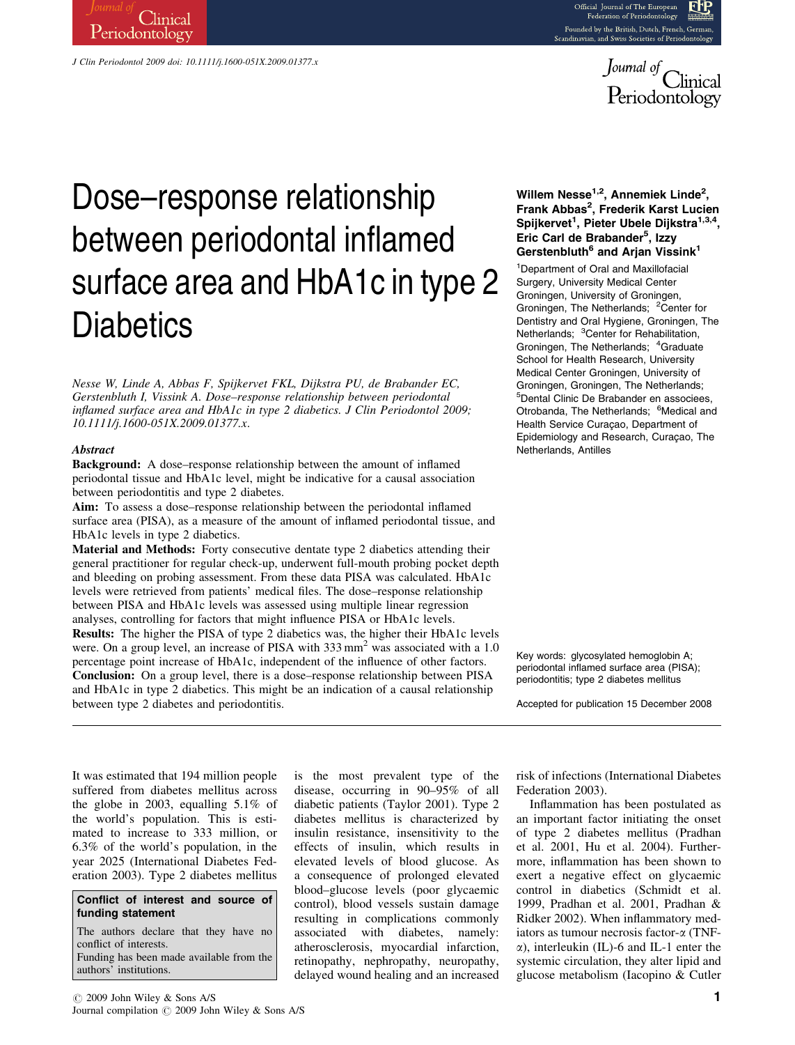# Dose–response relationship between periodontal inflamed surface area and HbA1c in type 2 Diabetics

**Willem Nesse[1,2], Annemiek Linde[2], Frank Abbas[2], Frederik Karst Lucien Spijkervet[1], Pieter Ubele Dijkstra[1,3,4], Eric Carl de Brabander[5], Izzy Gerstenbluth[6] and Arjan Vissink[1]**

[1]Department of Oral and Maxillofacial Surgery, University Medical Center Groningen, University of Groningen, Groningen, The Netherlands; [2]Center for Dentistry and Oral Hygiene, Groningen, The Netherlands; [3]Center for Rehabilitation, Groningen, The Netherlands; [4]Graduate School for Health Research, University Medical Center Groningen, University of Groningen, Groningen, The Netherlands; [5]Dental Clinic De Brabander en associees, Otrobanda, The Netherlands; [6]Medical and Health Service Curaçao, Department of Epidemiology and Research, Curaçao, The Netherlands, Antilles

*Nesse W, Linde A, Abbas F, Spijkervet FKL, Dijkstra PU, de Brabander EC, Gerstenbluth I, Vissink A. Dose–response relationship between periodontal inflamed surface area and HbA1c in type 2 diabetics. J Clin Periodontol 2009; 10.1111/j.1600-051X.2009.01377.x.*

### *Abstract*

**Background:** A dose–response relationship between the amount of inflamed periodontal tissue and HbA1c level, might be indicative for a causal association between periodontitis and type 2 diabetes.

**Aim:** To assess a dose–response relationship between the periodontal inflamed surface area (PISA), as a measure of the amount of inflamed periodontal tissue, and HbA1c levels in type 2 diabetics.

**Material and Methods:** Forty consecutive dentate type 2 diabetics attending their general practitioner for regular check-up, underwent full-mouth probing pocket depth and bleeding on probing assessment. From these data PISA was calculated. HbA1c levels were retrieved from patients' medical files. The dose–response relationship between PISA and HbA1c levels was assessed using multiple linear regression analyses, controlling for factors that might influence PISA or HbA1c levels.

**Results:** The higher the PISA of type 2 diabetics was, the higher their HbA1c levels were. On a group level, an increase of PISA with 333 $mm^2$ was associated with a 1.0 percentage point increase of HbA1c, independent of the influence of other factors.

**Conclusion:** On a group level, there is a dose–response relationship between PISA and HbA1c in type 2 diabetics. This might be an indication of a causal relationship between type 2 diabetes and periodontitis.

Key words: glycosylated hemoglobin A; periodontal inflamed surface area (PISA); periodontitis; type 2 diabetes mellitus

Accepted for publication 15 December 2008

It was estimated that 194 million people suffered from diabetes mellitus across the globe in 2003, equalling 5.1% of the world's population. This is estimated to increase to 333 million, or 6.3% of the world's population, in the year 2025 (International Diabetes Federation 2003). Type 2 diabetes mellitus is the most prevalent type of the disease, occurring in 90–95% of all diabetic patients (Taylor 2001). Type 2 diabetes mellitus is characterized by insulin resistance, insensitivity to the effects of insulin, which results in elevated levels of blood glucose. As a consequence of prolonged elevated blood–glucose levels (poor glycaemic control), blood vessels sustain damage resulting in complications commonly associated with diabetes, namely: atherosclerosis, myocardial infarction, retinopathy, nephropathy, neuropathy, delayed wound healing and an increased risk of infections (International Diabetes Federation 2003).

Inflammation has been postulated as an important factor initiating the onset of type 2 diabetes mellitus (Pradhan et al. 2001, Hu et al. 2004). Furthermore, inflammation has been shown to exert a negative effect on glycaemic control in diabetics (Schmidt et al. 1999, Pradhan et al. 2001, Pradhan & Ridker 2002). When inflammatory mediators as tumour necrosis factor-α (TNF-α), interleukin (IL)-6 and IL-1 enter the systemic circulation, they alter lipid and glucose metabolism (Iacopino & Cutler

**Conflict of interest and source of funding statement**

The authors declare that they have no conflict of interests.

Funding has been made available from the authors' institutions.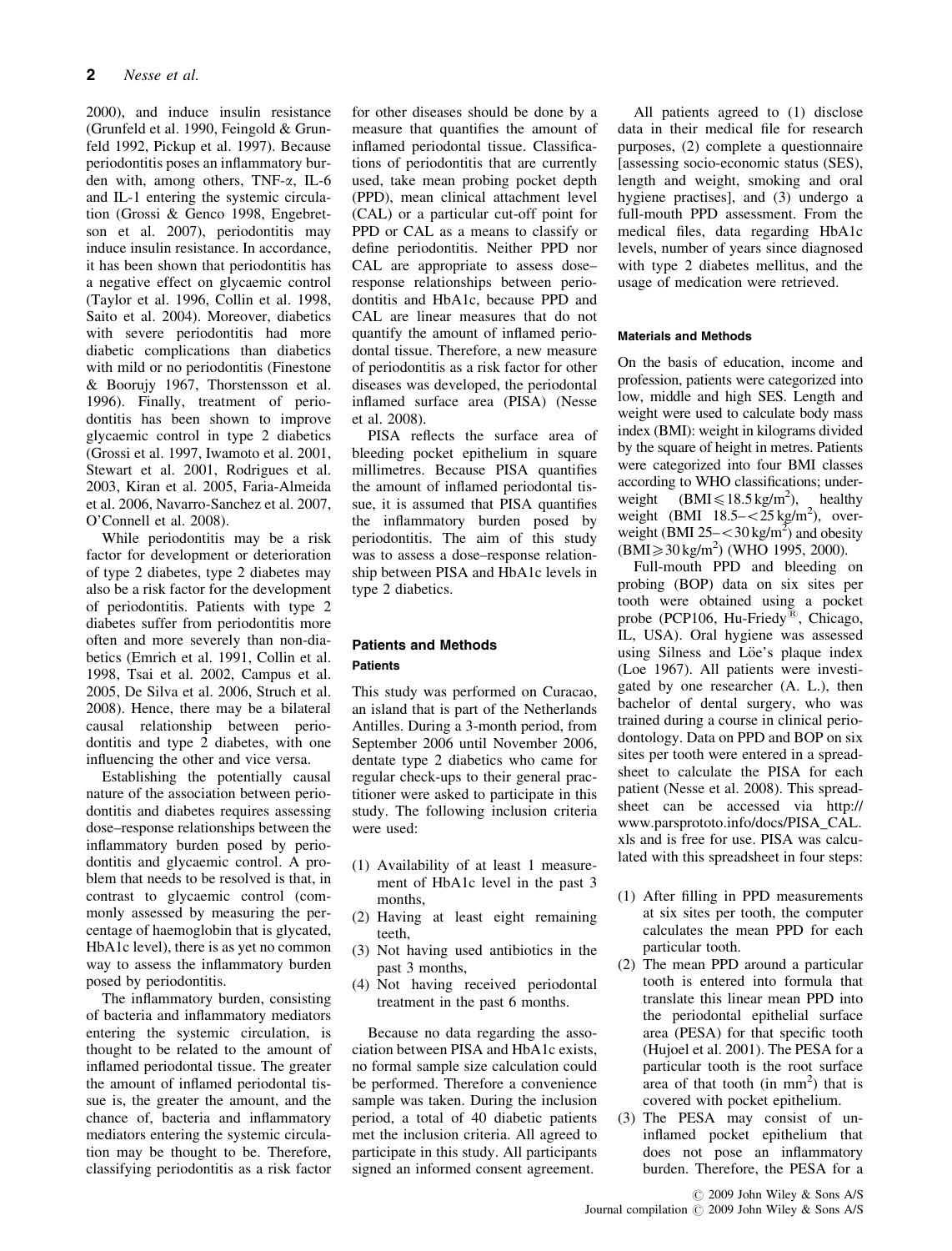2000), and induce insulin resistance (Grunfeld et al. 1990, Feingold & Grunfeld 1992, Pickup et al. 1997). Because periodontitis poses an inflammatory burden with, among others, TNF-$\alpha$, IL-6 and IL-1 entering the systemic circulation (Grossi & Genco 1998, Engebretson et al. 2007), periodontitis may induce insulin resistance. In accordance, it has been shown that periodontitis has a negative effect on glycaemic control (Taylor et al. 1996, Collin et al. 1998, Saito et al. 2004). Moreover, diabetics with severe periodontitis had more diabetic complications than diabetics with mild or no periodontitis (Finestone & Boorujy 1967, Thorstensson et al. 1996). Finally, treatment of periodontitis has been shown to improve glycaemic control in type 2 diabetics (Grossi et al. 1997, Iwamoto et al. 2001, Stewart et al. 2001, Rodrigues et al. 2003, Kiran et al. 2005, Faria-Almeida et al. 2006, Navarro-Sanchez et al. 2007, O'Connell et al. 2008).

While periodontitis may be a risk factor for development or deterioration of type 2 diabetes, type 2 diabetes may also be a risk factor for the development of periodontitis. Patients with type 2 diabetes suffer from periodontitis more often and more severely than non-diabetics (Emrich et al. 1991, Collin et al. 1998, Tsai et al. 2002, Campus et al. 2005, De Silva et al. 2006, Struch et al. 2008). Hence, there may be a bilateral causal relationship between periodontitis and type 2 diabetes, with one influencing the other and vice versa.

Establishing the potentially causal nature of the association between periodontitis and diabetes requires assessing dose–response relationships between the inflammatory burden posed by periodontitis and glycaemic control. A problem that needs to be resolved is that, in contrast to glycaemic control (commonly assessed by measuring the percentage of haemoglobin that is glycated, HbA1c level), there is as yet no common way to assess the inflammatory burden posed by periodontitis.

The inflammatory burden, consisting of bacteria and inflammatory mediators entering the systemic circulation, is thought to be related to the amount of inflamed periodontal tissue. The greater the amount of inflamed periodontal tissue is, the greater the amount, and the chance of, bacteria and inflammatory mediators entering the systemic circulation may be thought to be. Therefore, classifying periodontitis as a risk factor for other diseases should be done by a measure that quantifies the amount of inflamed periodontal tissue. Classifications of periodontitis that are currently used, take mean probing pocket depth (PPD), mean clinical attachment level (CAL) or a particular cut-off point for PPD or CAL as a means to classify or define periodontitis. Neither PPD nor CAL are appropriate to assess dose–response relationships between periodontitis and HbA1c, because PPD and CAL are linear measures that do not quantify the amount of inflamed periodontal tissue. Therefore, a new measure of periodontitis as a risk factor for other diseases was developed, the periodontal inflamed surface area (PISA) (Nesse et al. 2008).

PISA reflects the surface area of bleeding pocket epithelium in square millimetres. Because PISA quantifies the amount of inflamed periodontal tissue, it is assumed that PISA quantifies the inflammatory burden posed by periodontitis. The aim of this study was to assess a dose–response relationship between PISA and HbA1c levels in type 2 diabetics.

## Patients and Methods

### Patients

This study was performed on Curacao, an island that is part of the Netherlands Antilles. During a 3-month period, from September 2006 until November 2006, dentate type 2 diabetics who came for regular check-ups to their general practitioner were asked to participate in this study. The following inclusion criteria were used:

1. Availability of at least 1 measurement of HbA1c level in the past 3 months,
2. Having at least eight remaining teeth,
3. Not having used antibiotics in the past 3 months,
4. Not having received periodontal treatment in the past 6 months.

Because no data regarding the association between PISA and HbA1c exists, no formal sample size calculation could be performed. Therefore a convenience sample was taken. During the inclusion period, a total of 40 diabetic patients met the inclusion criteria. All agreed to participate in this study. All participants signed an informed consent agreement.

All patients agreed to (1) disclose data in their medical file for research purposes, (2) complete a questionnaire [assessing socio-economic status (SES), length and weight, smoking and oral hygiene practises], and (3) undergo a full-mouth PPD assessment. From the medical files, data regarding HbA1c levels, number of years since diagnosed with type 2 diabetes mellitus, and the usage of medication were retrieved.

### Materials and Methods

On the basis of education, income and profession, patients were categorized into low, middle and high SES. Length and weight were used to calculate body mass index (BMI): weight in kilograms divided by the square of height in metres. Patients were categorized into four BMI classes according to WHO classifications; underweight ($BMI \leqslant 18.5\,kg/m^2$), healthy weight (BMI 18.5–$<25\,kg/m^2$), overweight (BMI 25–$<30\,kg/m^2$) and obesity ($BMI \geqslant 30\,kg/m^2$) (WHO 1995, 2000).

Full-mouth PPD and bleeding on probing (BOP) data on six sites per tooth were obtained using a pocket probe (PCP106, Hu-Friedy®, Chicago, IL, USA). Oral hygiene was assessed using Silness and Löe's plaque index (Loe 1967). All patients were investigated by one researcher (A. L.), then bachelor of dental surgery, who was trained during a course in clinical periodontology. Data on PPD and BOP on six sites per tooth were entered in a spreadsheet to calculate the PISA for each patient (Nesse et al. 2008). This spreadsheet can be accessed via http://www.parsprototo.info/docs/PISA_CAL.xls and is free for use. PISA was calculated with this spreadsheet in four steps:

1. After filling in PPD measurements at six sites per tooth, the computer calculates the mean PPD for each particular tooth.
2. The mean PPD around a particular tooth is entered into formula that translate this linear mean PPD into the periodontal epithelial surface area (PESA) for that specific tooth (Hujoel et al. 2001). The PESA for a particular tooth is the root surface area of that tooth (in $mm^2$) that is covered with pocket epithelium.
3. The PESA may consist of uninflamed pocket epithelium that does not pose an inflammatory burden. Therefore, the PESA for a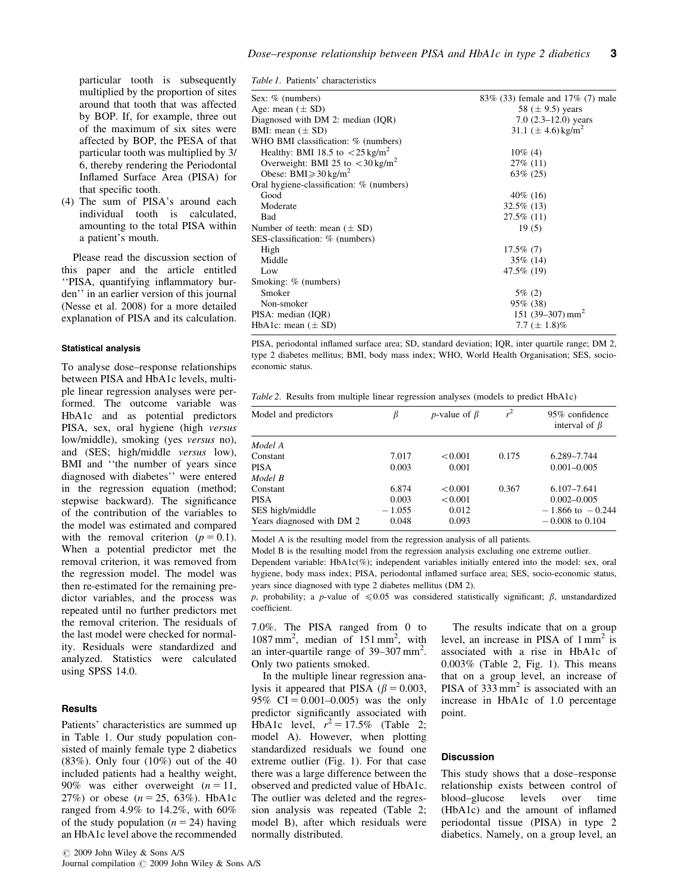particular tooth is subsequently multiplied by the proportion of sites around that tooth that was affected by BOP. If, for example, three out of the maximum of six sites were affected by BOP, the PESA of that particular tooth was multiplied by 3/6, thereby rendering the Periodontal Inflamed Surface Area (PISA) for that specific tooth.

(4) The sum of PISA's around each individual tooth is calculated, amounting to the total PISA within a patient's mouth.

Please read the discussion section of this paper and the article entitled ''PISA, quantifying inflammatory burden'' in an earlier version of this journal (Nesse et al. 2008) for a more detailed explanation of PISA and its calculation.

#### Statistical analysis

To analyse dose–response relationships between PISA and HbA1c levels, multiple linear regression analyses were performed. The outcome variable was HbA1c and as potential predictors PISA, sex, oral hygiene (high *versus* low/middle), smoking (yes *versus* no), and (SES; high/middle *versus* low), BMI and ''the number of years since diagnosed with diabetes'' were entered in the regression equation (method; stepwise backward). The significance of the contribution of the variables to the model was estimated and compared with the removal criterion ($p = 0.1$). When a potential predictor met the removal criterion, it was removed from the regression model. The model was then re-estimated for the remaining predictor variables, and the process was repeated until no further predictors met the removal criterion. The residuals of the last model were checked for normality. Residuals were standardized and analyzed. Statistics were calculated using SPSS 14.0.

#### Results

Patients' characteristics are summed up in Table 1. Our study population consisted of mainly female type 2 diabetics (83%). Only four (10%) out of the 40 included patients had a healthy weight, 90% was either overweight ($n = 11$, 27%) or obese ($n = 25$, 63%). HbA1c ranged from 4.9% to 14.2%, with 60% of the study population ($n = 24$) having an HbA1c level above the recommended 7.0%. The PISA ranged from 0 to 1087 mm$^2$, median of 151 mm$^2$, with an inter-quartile range of 39–307 mm$^2$. Only two patients smoked.

In the multiple linear regression analysis it appeared that PISA ($\beta = 0.003$, 95% CI = 0.001–0.005) was the only predictor significantly associated with HbA1c level, $r^2 = 17.5\%$ (Table 2; model A). However, when plotting standardized residuals we found one extreme outlier (Fig. 1). For that case there was a large difference between the observed and predicted value of HbA1c. The outlier was deleted and the regression analysis was repeated (Table 2; model B), after which residuals were normally distributed.

The results indicate that on a group level, an increase in PISA of 1 mm$^2$ is associated with a rise in HbA1c of 0.003% (Table 2, Fig. 1). This means that on a group level, an increase of PISA of 333 mm$^2$ is associated with an increase in HbA1c of 1.0 percentage point.

*Table 1.* Patients' characteristics

| | |
|---|---|
| Sex: % (numbers) | 83% (33) female and 17% (7) male |
| Age: mean (± SD) | 58 (± 9.5) years |
| Diagnosed with DM 2: median (IQR) | 7.0 (2.3–12.0) years |
| BMI: mean (± SD) | 31.1 (± 4.6) kg/m$^2$ |
| WHO BMI classification: % (numbers) | |
| Healthy: BMI 18.5 to $<25$ kg/m$^2$ | 10% (4) |
| Overweight: BMI 25 to $<30$ kg/m$^2$ | 27% (11) |
| Obese: BMI$\geqslant 30$ kg/m$^2$ | 63% (25) |
| Oral hygiene-classification: % (numbers) | |
| Good | 40% (16) |
| Moderate | 32.5% (13) |
| Bad | 27.5% (11) |
| Number of teeth: mean (± SD) | 19 (5) |
| SES-classification: % (numbers) | |
| High | 17.5% (7) |
| Middle | 35% (14) |
| Low | 47.5% (19) |
| Smoking: % (numbers) | |
| Smoker | 5% (2) |
| Non-smoker | 95% (38) |
| PISA: median (IQR) | 151 (39–307) mm$^2$ |
| HbA1c: mean (± SD) | 7.7 (± 1.8)% |

PISA, periodontal inflamed surface area; SD, standard deviation; IQR, inter quartile range; DM 2, type 2 diabetes mellitus; BMI, body mass index; WHO, World Health Organisation; SES, socio-economic status.

*Table 2.* Results from multiple linear regression analyses (models to predict HbA1c)

| Model and predictors | $\beta$ | *p*-value of $\beta$ | $r^2$ | 95% confidence interval of $\beta$ |
|---|---|---|---|---|
| *Model A* | | | | |
| Constant | 7.017 | $<0.001$ | 0.175 | 6.289–7.744 |
| PISA | 0.003 | 0.001 | | 0.001–0.005 |
| *Model B* | | | | |
| Constant | 6.874 | $<0.001$ | 0.367 | 6.107–7.641 |
| PISA | 0.003 | $<0.001$ | | 0.002–0.005 |
| SES high/middle | −1.055 | 0.012 | | −1.866 to −0.244 |
| Years diagnosed with DM 2 | 0.048 | 0.093 | | −0.008 to 0.104 |

Model A is the resulting model from the regression analysis of all patients.
Model B is the resulting model from the regression analysis excluding one extreme outlier.
Dependent variable: HbA1c(%); independent variables initially entered into the model: sex, oral hygiene, body mass index; PISA, periodontal inflamed surface area; SES, socio-economic status, years since diagnosed with type 2 diabetes mellitus (DM 2).
*p*, probability; a *p*-value of $\leqslant 0.05$ was considered statistically significant; $\beta$, unstandardized coefficient.

#### Discussion

This study shows that a dose–response relationship exists between control of blood–glucose levels over time (HbA1c) and the amount of inflamed periodontal tissue (PISA) in type 2 diabetics. Namely, on a group level, an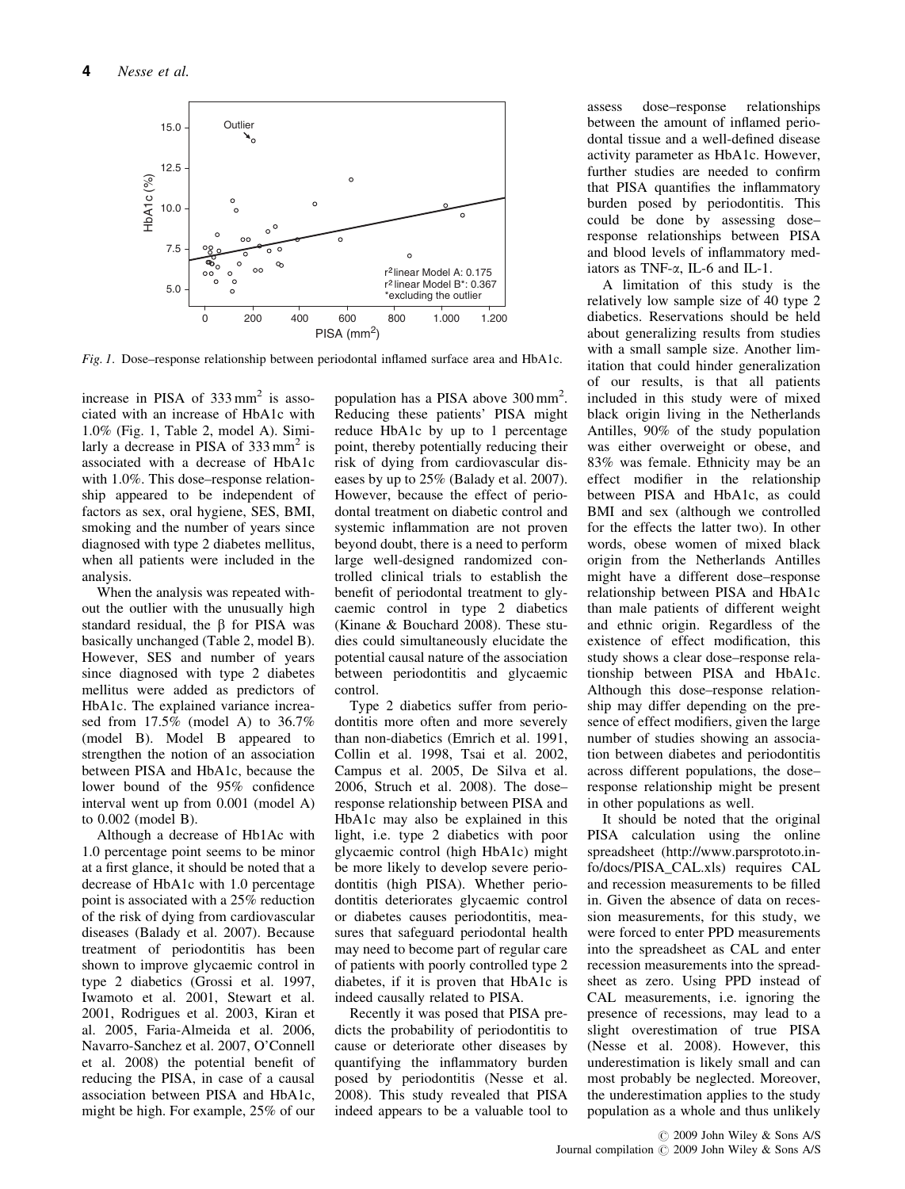Fig. 1. Dose–response relationship between periodontal inflamed surface area and HbA1c.

increase in PISA of 333 mm$^2$ is associated with an increase of HbA1c with 1.0% (Fig. 1, Table 2, model A). Similarly a decrease in PISA of 333 mm$^2$ is associated with a decrease of HbA1c with 1.0%. This dose–response relationship appeared to be independent of factors as sex, oral hygiene, SES, BMI, smoking and the number of years since diagnosed with type 2 diabetes mellitus, when all patients were included in the analysis.

When the analysis was repeated without the outlier with the unusually high standard residual, the $\beta$ for PISA was basically unchanged (Table 2, model B). However, SES and number of years since diagnosed with type 2 diabetes mellitus were added as predictors of HbA1c. The explained variance increased from 17.5% (model A) to 36.7% (model B). Model B appeared to strengthen the notion of an association between PISA and HbA1c, because the lower bound of the 95% confidence interval went up from 0.001 (model A) to 0.002 (model B).

Although a decrease of Hb1Ac with 1.0 percentage point seems to be minor at a first glance, it should be noted that a decrease of HbA1c with 1.0 percentage point is associated with a 25% reduction of the risk of dying from cardiovascular diseases (Balady et al. 2007). Because treatment of periodontitis has been shown to improve glycaemic control in type 2 diabetics (Grossi et al. 1997, Iwamoto et al. 2001, Stewart et al. 2001, Rodrigues et al. 2003, Kiran et al. 2005, Faria-Almeida et al. 2006, Navarro-Sanchez et al. 2007, O'Connell et al. 2008) the potential benefit of reducing the PISA, in case of a causal association between PISA and HbA1c, might be high. For example, 25% of our population has a PISA above 300 mm$^2$. Reducing these patients' PISA might reduce HbA1c by up to 1 percentage point, thereby potentially reducing their risk of dying from cardiovascular diseases by up to 25% (Balady et al. 2007). However, because the effect of periodontal treatment on diabetic control and systemic inflammation are not proven beyond doubt, there is a need to perform large well-designed randomized controlled clinical trials to establish the benefit of periodontal treatment to glycaemic control in type 2 diabetics (Kinane & Bouchard 2008). These studies could simultaneously elucidate the potential causal nature of the association between periodontitis and glycaemic control.

Type 2 diabetics suffer from periodontitis more often and more severely than non-diabetics (Emrich et al. 1991, Collin et al. 1998, Tsai et al. 2002, Campus et al. 2005, De Silva et al. 2006, Struch et al. 2008). The dose–response relationship between PISA and HbA1c may also be explained in this light, i.e. type 2 diabetics with poor glycaemic control (high HbA1c) might be more likely to develop severe periodontitis (high PISA). Whether periodontitis deteriorates glycaemic control or diabetes causes periodontitis, measures that safeguard periodontal health may need to become part of regular care of patients with poorly controlled type 2 diabetes, if it is proven that HbA1c is indeed causally related to PISA.

Recently it was posed that PISA predicts the probability of periodontitis to cause or deteriorate other diseases by quantifying the inflammatory burden posed by periodontitis (Nesse et al. 2008). This study revealed that PISA indeed appears to be a valuable tool to assess dose–response relationships between the amount of inflamed periodontal tissue and a well-defined disease activity parameter as HbA1c. However, further studies are needed to confirm that PISA quantifies the inflammatory burden posed by periodontitis. This could be done by assessing dose–response relationships between PISA and blood levels of inflammatory mediators as TNF-$\alpha$, IL-6 and IL-1.

A limitation of this study is the relatively low sample size of 40 type 2 diabetics. Reservations should be held about generalizing results from studies with a small sample size. Another limitation that could hinder generalization of our results, is that all patients included in this study were of mixed black origin living in the Netherlands Antilles, 90% of the study population was either overweight or obese, and 83% was female. Ethnicity may be an effect modifier in the relationship between PISA and HbA1c, as could BMI and sex (although we controlled for the effects the latter two). In other words, obese women of mixed black origin from the Netherlands Antilles might have a different dose–response relationship between PISA and HbA1c than male patients of different weight and ethnic origin. Regardless of the existence of effect modification, this study shows a clear dose–response relationship between PISA and HbA1c. Although this dose–response relationship may differ depending on the presence of effect modifiers, given the large number of studies showing an association between diabetes and periodontitis across different populations, the dose–response relationship might be present in other populations as well.

It should be noted that the original PISA calculation using the online spreadsheet (http://www.parsprototo.info/docs/PISA_CAL.xls) requires CAL and recession measurements to be filled in. Given the absence of data on recession measurements, for this study, we were forced to enter PPD measurements into the spreadsheet as CAL and enter recession measurements into the spreadsheet as zero. Using PPD instead of CAL measurements, i.e. ignoring the presence of recessions, may lead to a slight overestimation of true PISA (Nesse et al. 2008). However, this underestimation is likely small and can most probably be neglected. Moreover, the underestimation applies to the study population as a whole and thus unlikely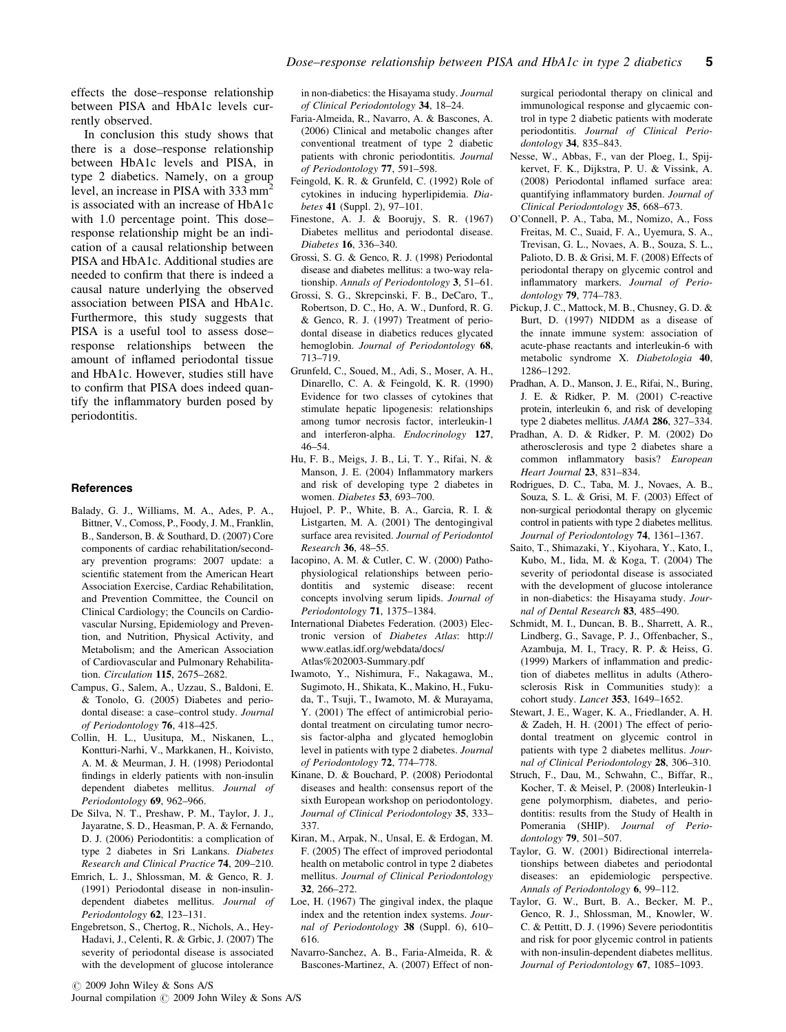effects the dose–response relationship between PISA and HbA1c levels currently observed.

In conclusion this study shows that there is a dose–response relationship between HbA1c levels and PISA, in type 2 diabetics. Namely, on a group level, an increase in PISA with 333 $mm^2$ is associated with an increase of HbA1c with 1.0 percentage point. This dose–response relationship might be an indication of a causal relationship between PISA and HbA1c. Additional studies are needed to confirm that there is indeed a causal nature underlying the observed association between PISA and HbA1c. Furthermore, this study suggests that PISA is a useful tool to assess dose–response relationships between the amount of inflamed periodontal tissue and HbA1c. However, studies still have to confirm that PISA does indeed quantify the inflammatory burden posed by periodontitis.

## References

Balady, G. J., Williams, M. A., Ades, P. A., Bittner, V., Comoss, P., Foody, J. M., Franklin, B., Sanderson, B. & Southard, D. (2007) Core components of cardiac rehabilitation/secondary prevention programs: 2007 update: a scientific statement from the American Heart Association Exercise, Cardiac Rehabilitation, and Prevention Committee, the Council on Clinical Cardiology; the Councils on Cardiovascular Nursing, Epidemiology and Prevention, and Nutrition, Physical Activity, and Metabolism; and the American Association of Cardiovascular and Pulmonary Rehabilitation. *Circulation* **115**, 2675–2682.

Campus, G., Salem, A., Uzzau, S., Baldoni, E. & Tonolo, G. (2005) Diabetes and periodontal disease: a case–control study. *Journal of Periodontology* **76**, 418–425.

Collin, H. L., Uusitupa, M., Niskanen, L., Kontturi-Narhi, V., Markkanen, H., Koivisto, A. M. & Meurman, J. H. (1998) Periodontal findings in elderly patients with non-insulin dependent diabetes mellitus. *Journal of Periodontology* **69**, 962–966.

De Silva, N. T., Preshaw, P. M., Taylor, J. J., Jayaratne, S. D., Heasman, P. A. & Fernando, D. J. (2006) Periodontitis: a complication of type 2 diabetes in Sri Lankans. *Diabetes Research and Clinical Practice* **74**, 209–210.

Emrich, L. J., Shlossman, M. & Genco, R. J. (1991) Periodontal disease in non-insulin-dependent diabetes mellitus. *Journal of Periodontology* **62**, 123–131.

Engebretson, S., Chertog, R., Nichols, A., Hey-Hadavi, J., Celenti, R. & Grbic, J. (2007) The severity of periodontal disease is associated with the development of glucose intolerance in non-diabetics: the Hisayama study. *Journal of Clinical Periodontology* **34**, 18–24.

Faria-Almeida, R., Navarro, A. & Bascones, A. (2006) Clinical and metabolic changes after conventional treatment of type 2 diabetic patients with chronic periodontitis. *Journal of Periodontology* **77**, 591–598.

Feingold, K. R. & Grunfeld, C. (1992) Role of cytokines in inducing hyperlipidemia. *Diabetes* **41** (Suppl. 2), 97–101.

Finestone, A. J. & Boorujy, S. R. (1967) Diabetes mellitus and periodontal disease. *Diabetes* **16**, 336–340.

Grossi, S. G. & Genco, R. J. (1998) Periodontal disease and diabetes mellitus: a two-way relationship. *Annals of Periodontology* **3**, 51–61.

Grossi, S. G., Skrepcinski, F. B., DeCaro, T., Robertson, D. C., Ho, A. W., Dunford, R. G. & Genco, R. J. (1997) Treatment of periodontal disease in diabetics reduces glycated hemoglobin. *Journal of Periodontology* **68**, 713–719.

Grunfeld, C., Soued, M., Adi, S., Moser, A. H., Dinarello, C. A. & Feingold, K. R. (1990) Evidence for two classes of cytokines that stimulate hepatic lipogenesis: relationships among tumor necrosis factor, interleukin-1 and interferon-alpha. *Endocrinology* **127**, 46–54.

Hu, F. B., Meigs, J. B., Li, T. Y., Rifai, N. & Manson, J. E. (2004) Inflammatory markers and risk of developing type 2 diabetes in women. *Diabetes* **53**, 693–700.

Hujoel, P. P., White, B. A., Garcia, R. I. & Listgarten, M. A. (2001) The dentogingival surface area revisited. *Journal of Periodontol Research* **36**, 48–55.

Iacopino, A. M. & Cutler, C. W. (2000) Pathophysiological relationships between periodontitis and systemic disease: recent concepts involving serum lipids. *Journal of Periodontology* **71**, 1375–1384.

International Diabetes Federation. (2003) Electronic version of *Diabetes Atlas*: http://www.eatlas.idf.org/webdata/docs/Atlas%202003-Summary.pdf

Iwamoto, Y., Nishimura, F., Nakagawa, M., Sugimoto, H., Shikata, K., Makino, H., Fukuda, T., Tsuji, T., Iwamoto, M. & Murayama, Y. (2001) The effect of antimicrobial periodontal treatment on circulating tumor necrosis factor-alpha and glycated hemoglobin level in patients with type 2 diabetes. *Journal of Periodontology* **72**, 774–778.

Kinane, D. & Bouchard, P. (2008) Periodontal diseases and health: consensus report of the sixth European workshop on periodontology. *Journal of Clinical Periodontology* **35**, 333–337.

Kiran, M., Arpak, N., Unsal, E. & Erdogan, M. F. (2005) The effect of improved periodontal health on metabolic control in type 2 diabetes mellitus. *Journal of Clinical Periodontology* **32**, 266–272.

Loe, H. (1967) The gingival index, the plaque index and the retention index systems. *Journal of Periodontology* **38** (Suppl. 6), 610–616.

Navarro-Sanchez, A. B., Faria-Almeida, R. & Bascones-Martinez, A. (2007) Effect of non-surgical periodontal therapy on clinical and immunological response and glycaemic control in type 2 diabetic patients with moderate periodontitis. *Journal of Clinical Periodontology* **34**, 835–843.

Nesse, W., Abbas, F., van der Ploeg, I., Spijkervet, F. K., Dijkstra, P. U. & Vissink, A. (2008) Periodontal inflamed surface area: quantifying inflammatory burden. *Journal of Clinical Periodontology* **35**, 668–673.

O'Connell, P. A., Taba, M., Nomizo, A., Foss Freitas, M. C., Suaid, F. A., Uyemura, S. A., Trevisan, G. L., Novaes, A. B., Souza, S. L., Palioto, D. B. & Grisi, M. F. (2008) Effects of periodontal therapy on glycemic control and inflammatory markers. *Journal of Periodontology* **79**, 774–783.

Pickup, J. C., Mattock, M. B., Chusney, G. D. & Burt, D. (1997) NIDDM as a disease of the innate immune system: association of acute-phase reactants and interleukin-6 with metabolic syndrome X. *Diabetologia* **40**, 1286–1292.

Pradhan, A. D., Manson, J. E., Rifai, N., Buring, J. E. & Ridker, P. M. (2001) C-reactive protein, interleukin 6, and risk of developing type 2 diabetes mellitus. *JAMA* **286**, 327–334.

Pradhan, A. D. & Ridker, P. M. (2002) Do atherosclerosis and type 2 diabetes share a common inflammatory basis? *European Heart Journal* **23**, 831–834.

Rodrigues, D. C., Taba, M. J., Novaes, A. B., Souza, S. L. & Grisi, M. F. (2003) Effect of non-surgical periodontal therapy on glycemic control in patients with type 2 diabetes mellitus. *Journal of Periodontology* **74**, 1361–1367.

Saito, T., Shimazaki, Y., Kiyohara, Y., Kato, I., Kubo, M., Iida, M. & Koga, T. (2004) The severity of periodontal disease is associated with the development of glucose intolerance in non-diabetics: the Hisayama study. *Journal of Dental Research* **83**, 485–490.

Schmidt, M. I., Duncan, B. B., Sharrett, A. R., Lindberg, G., Savage, P. J., Offenbacher, S., Azambuja, M. I., Tracy, R. P. & Heiss, G. (1999) Markers of inflammation and prediction of diabetes mellitus in adults (Atherosclerosis Risk in Communities study): a cohort study. *Lancet* **353**, 1649–1652.

Stewart, J. E., Wager, K. A., Friedlander, A. H. & Zadeh, H. H. (2001) The effect of periodontal treatment on glycemic control in patients with type 2 diabetes mellitus. *Journal of Clinical Periodontology* **28**, 306–310.

Struch, F., Dau, M., Schwahn, C., Biffar, R., Kocher, T. & Meisel, P. (2008) Interleukin-1 gene polymorphism, diabetes, and periodontitis: results from the Study of Health in Pomerania (SHIP). *Journal of Periodontology* **79**, 501–507.

Taylor, G. W. (2001) Bidirectional interrelationships between diabetes and periodontal diseases: an epidemiologic perspective. *Annals of Periodontology* **6**, 99–112.

Taylor, G. W., Burt, B. A., Becker, M. P., Genco, R. J., Shlossman, M., Knowler, W. C. & Pettitt, D. J. (1996) Severe periodontitis and risk for poor glycemic control in patients with non-insulin-dependent diabetes mellitus. *Journal of Periodontology* **67**, 1085–1093.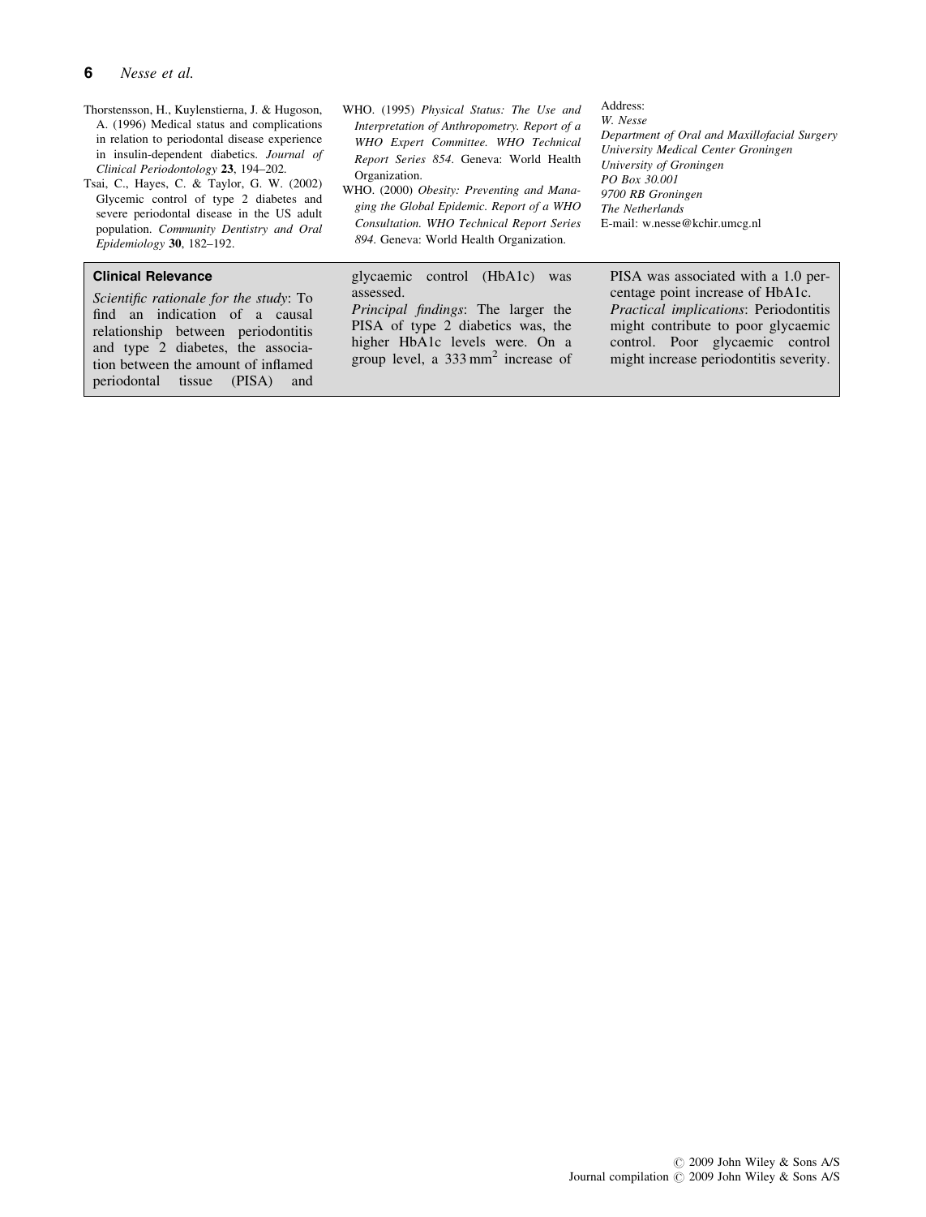Thorstensson, H., Kuylenstierna, J. & Hugoson, A. (1996) Medical status and complications in relation to periodontal disease experience in insulin-dependent diabetics. *Journal of Clinical Periodontology* **23**, 194–202.

Tsai, C., Hayes, C. & Taylor, G. W. (2002) Glycemic control of type 2 diabetes and severe periodontal disease in the US adult population. *Community Dentistry and Oral Epidemiology* **30**, 182–192.

WHO. (1995) *Physical Status: The Use and Interpretation of Anthropometry. Report of a WHO Expert Committee. WHO Technical Report Series 854*. Geneva: World Health Organization.

WHO. (2000) *Obesity: Preventing and Managing the Global Epidemic. Report of a WHO Consultation. WHO Technical Report Series 894*. Geneva: World Health Organization.

Address:
*W. Nesse*
*Department of Oral and Maxillofacial Surgery*
*University Medical Center Groningen*
*University of Groningen*
*PO Box 30.001*
*9700 RB Groningen*
*The Netherlands*
E-mail: w.nesse@kchir.umcg.nl

## Clinical Relevance

*Scientific rationale for the study*: To find an indication of a causal relationship between periodontitis and type 2 diabetes, the association between the amount of inflamed periodontal tissue (PISA) and glycaemic control (HbA1c) was assessed.

*Principal findings*: The larger the PISA of type 2 diabetics was, the higher HbA1c levels were. On a group level, a 333 $mm^2$ increase of PISA was associated with a 1.0 percentage point increase of HbA1c.

*Practical implications*: Periodontitis might contribute to poor glycaemic control. Poor glycaemic control might increase periodontitis severity.